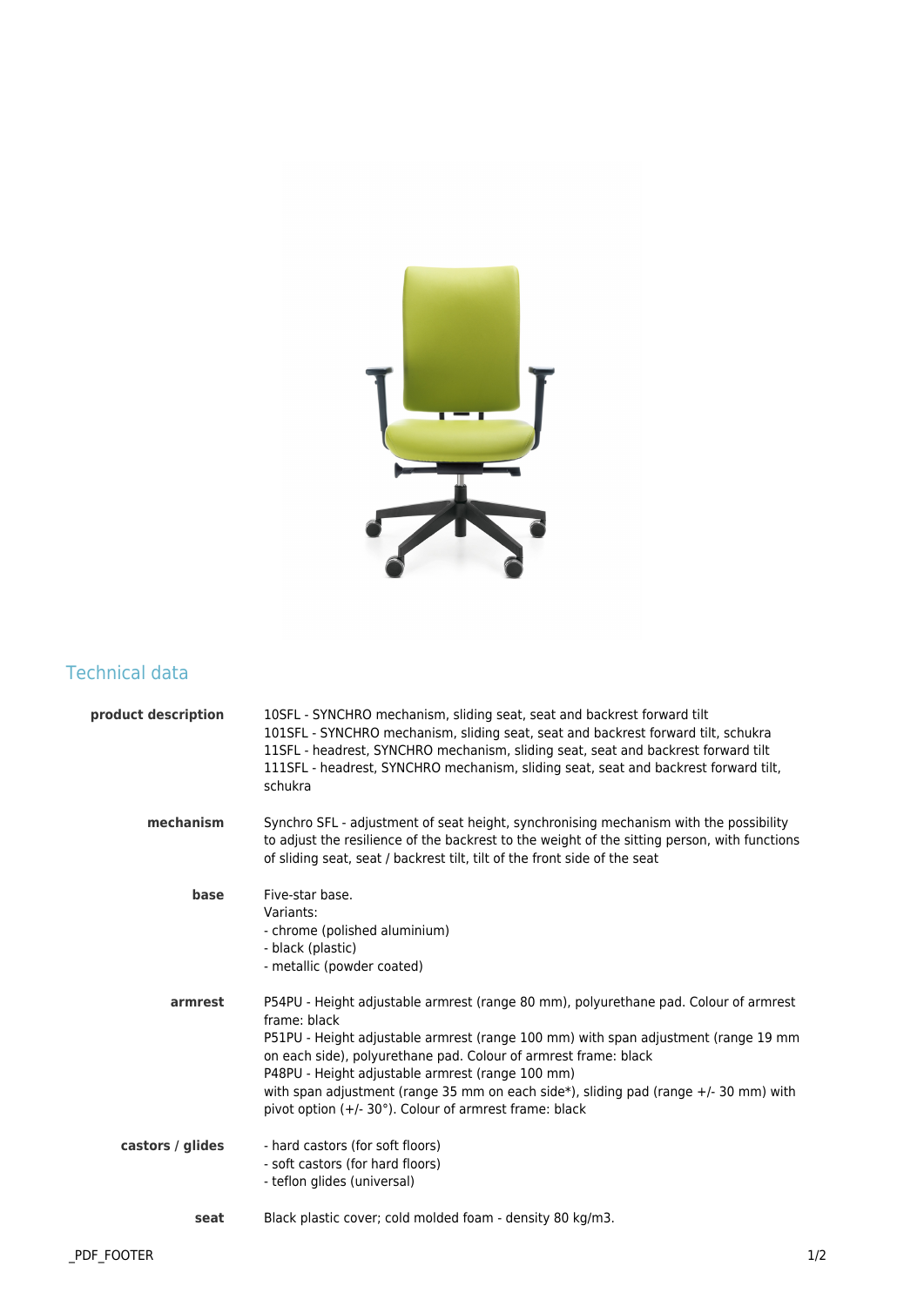## Technical data

| | |
|---|---|
| **product description** | 10SFL - SYNCHRO mechanism, sliding seat, seat and backrest forward tilt<br>101SFL - SYNCHRO mechanism, sliding seat, seat and backrest forward tilt, schukra<br>11SFL - headrest, SYNCHRO mechanism, sliding seat, seat and backrest forward tilt<br>111SFL - headrest, SYNCHRO mechanism, sliding seat, seat and backrest forward tilt, schukra |
| **mechanism** | Synchro SFL - adjustment of seat height, synchronising mechanism with the possibility to adjust the resilience of the backrest to the weight of the sitting person, with functions of sliding seat, seat / backrest tilt, tilt of the front side of the seat |
| **base** | Five-star base.<br>Variants:<br>- chrome (polished aluminium)<br>- black (plastic)<br>- metallic (powder coated) |
| **armrest** | P54PU - Height adjustable armrest (range 80 mm), polyurethane pad. Colour of armrest frame: black<br>P51PU - Height adjustable armrest (range 100 mm) with span adjustment (range 19 mm on each side), polyurethane pad. Colour of armrest frame: black<br>P48PU - Height adjustable armrest (range 100 mm)<br>with span adjustment (range 35 mm on each side*), sliding pad (range +/- 30 mm) with pivot option (+/- 30°). Colour of armrest frame: black |
| **castors / glides** | - hard castors (for soft floors)<br>- soft castors (for hard floors)<br>- teflon glides (universal) |
| **seat** | Black plastic cover; cold molded foam - density 80 kg/m3. |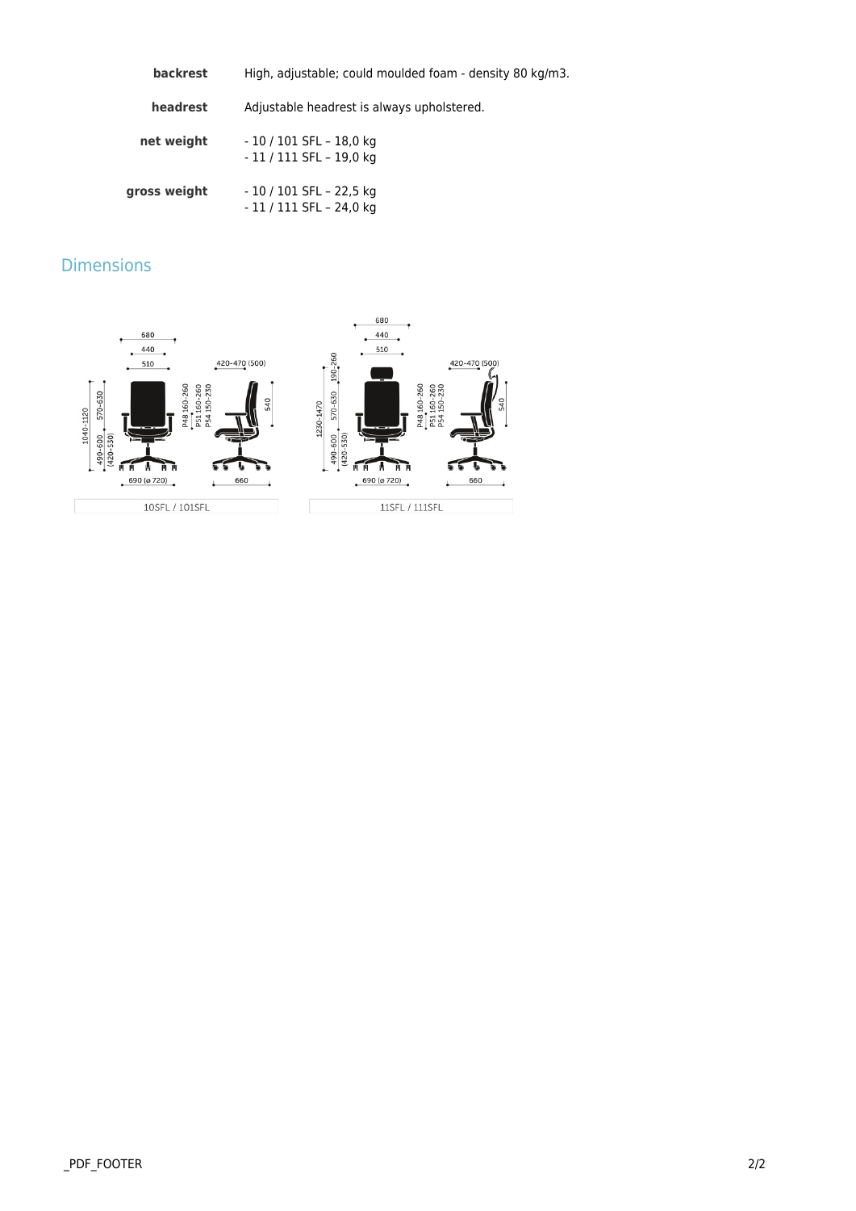| | |
|---|---|
| **backrest** | High, adjustable; could moulded foam - density 80 kg/m3. |
| **headrest** | Adjustable headrest is always upholstered. |
| **net weight** | - 10 / 101 SFL – 18,0 kg<br>- 11 / 111 SFL – 19,0 kg |
| **gross weight** | - 10 / 101 SFL – 22,5 kg<br>- 11 / 111 SFL – 24,0 kg |

## Dimensions

680
440
510
420-470 (500)
1040-1120
570-630
490-600
(420-530)
P48 160-260
P51 160-260
P54 150-230
540
690 (ø 720)
660

10SFL / 101SFL

680
440
510
420-470 (500)
1230-1470
190-260
570-630
490-600
(420-530)
P48 160-260
P51 160-260
P54 150-230
540
690 (ø 720)
660

11SFL / 111SFL